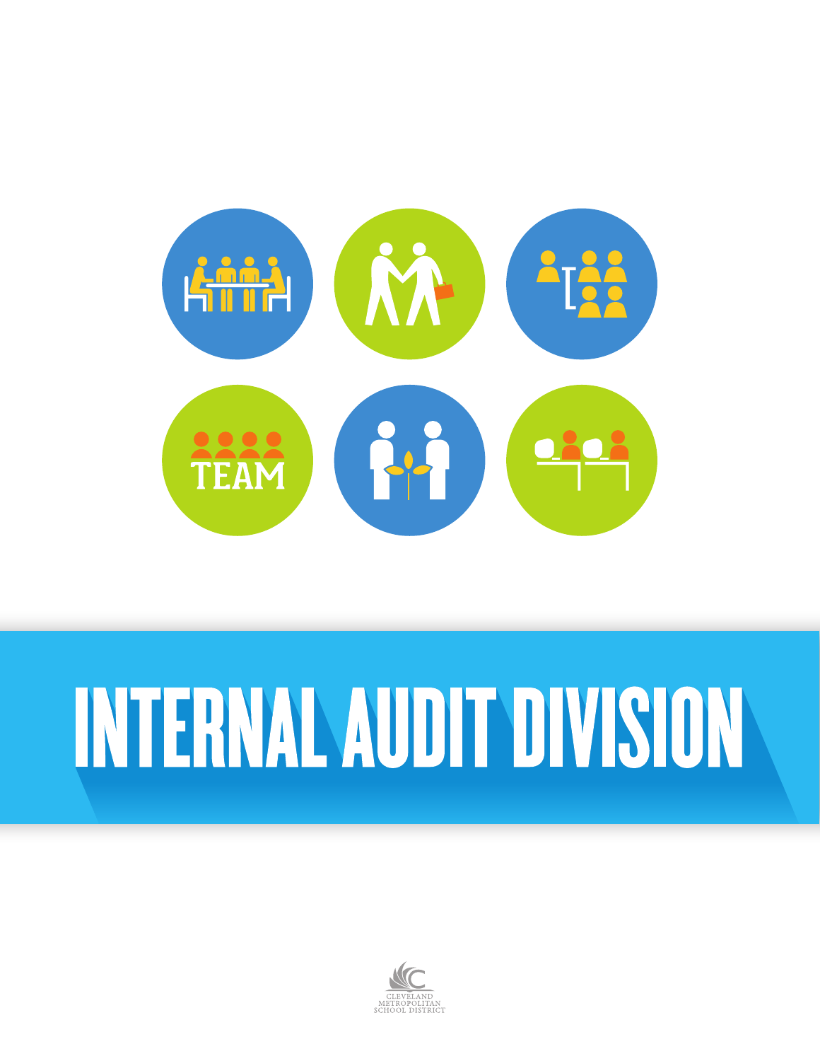# INTERNAL AUDIT DIVISION

CLEVELAND
METROPOLITAN
SCHOOL DISTRICT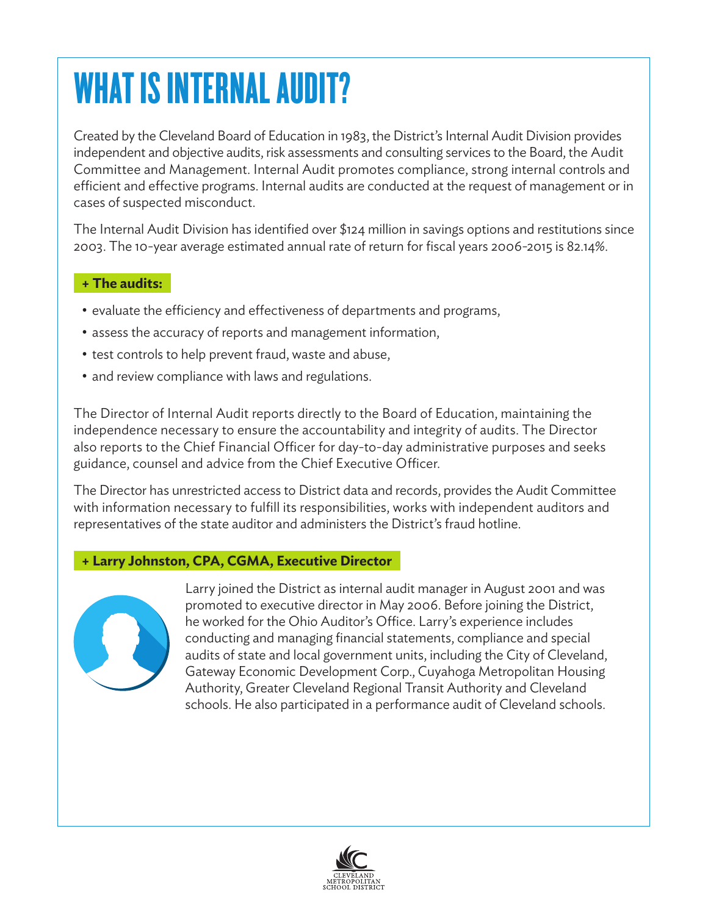# WHAT IS INTERNAL AUDIT?

Created by the Cleveland Board of Education in 1983, the District's Internal Audit Division provides independent and objective audits, risk assessments and consulting services to the Board, the Audit Committee and Management. Internal Audit promotes compliance, strong internal controls and efficient and effective programs. Internal audits are conducted at the request of management or in cases of suspected misconduct.

The Internal Audit Division has identified over $124 million in savings options and restitutions since 2003. The 10-year average estimated annual rate of return for fiscal years 2006-2015 is 82.14%.

**+ The audits:**

- evaluate the efficiency and effectiveness of departments and programs,
- assess the accuracy of reports and management information,
- test controls to help prevent fraud, waste and abuse,
- and review compliance with laws and regulations.

The Director of Internal Audit reports directly to the Board of Education, maintaining the independence necessary to ensure the accountability and integrity of audits. The Director also reports to the Chief Financial Officer for day-to-day administrative purposes and seeks guidance, counsel and advice from the Chief Executive Officer.

The Director has unrestricted access to District data and records, provides the Audit Committee with information necessary to fulfill its responsibilities, works with independent auditors and representatives of the state auditor and administers the District's fraud hotline.

**+ Larry Johnston, CPA, CGMA, Executive Director**

Larry joined the District as internal audit manager in August 2001 and was promoted to executive director in May 2006. Before joining the District, he worked for the Ohio Auditor's Office. Larry's experience includes conducting and managing financial statements, compliance and special audits of state and local government units, including the City of Cleveland, Gateway Economic Development Corp., Cuyahoga Metropolitan Housing Authority, Greater Cleveland Regional Transit Authority and Cleveland schools. He also participated in a performance audit of Cleveland schools.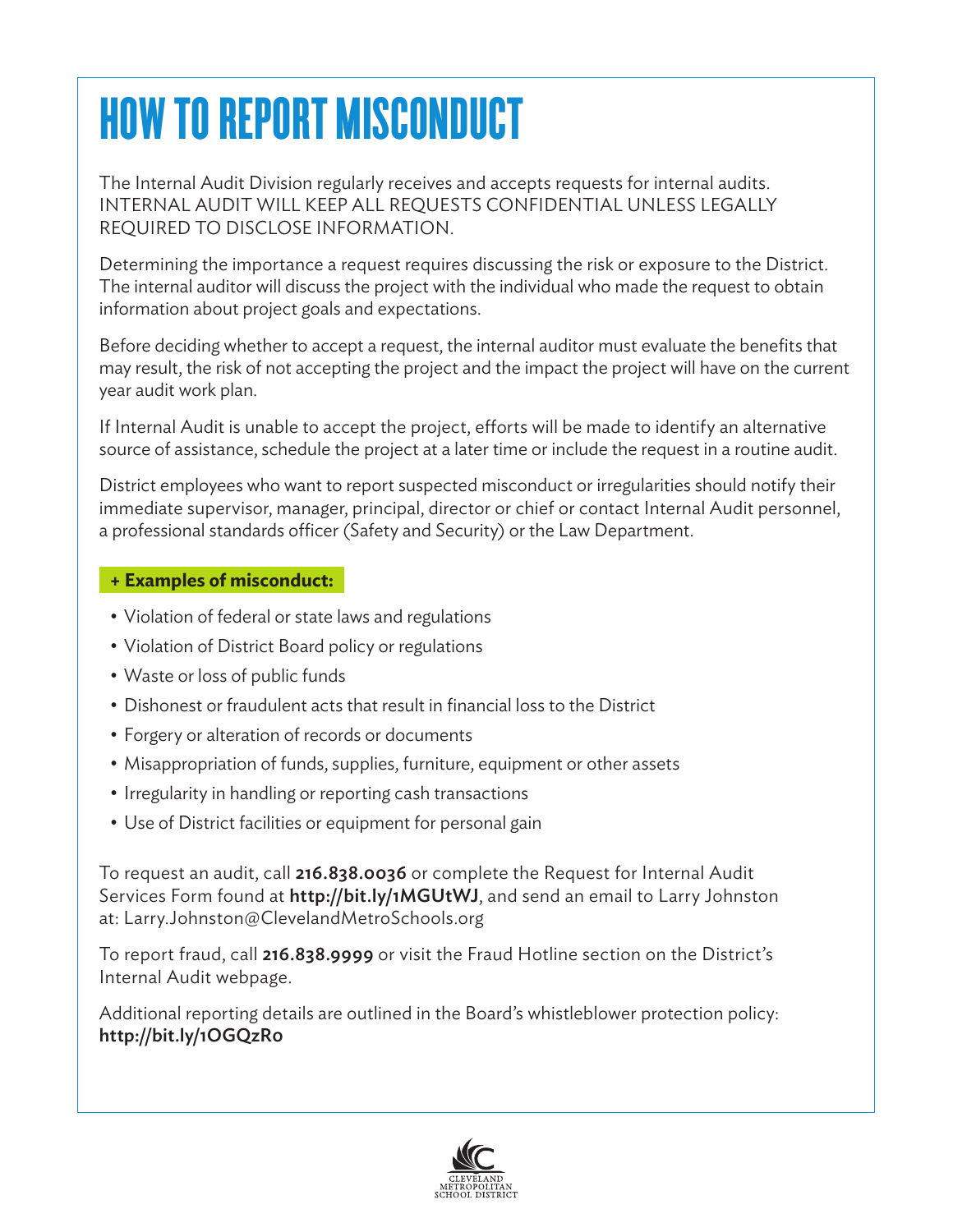# HOW TO REPORT MISCONDUCT

The Internal Audit Division regularly receives and accepts requests for internal audits. INTERNAL AUDIT WILL KEEP ALL REQUESTS CONFIDENTIAL UNLESS LEGALLY REQUIRED TO DISCLOSE INFORMATION.

Determining the importance a request requires discussing the risk or exposure to the District. The internal auditor will discuss the project with the individual who made the request to obtain information about project goals and expectations.

Before deciding whether to accept a request, the internal auditor must evaluate the benefits that may result, the risk of not accepting the project and the impact the project will have on the current year audit work plan.

If Internal Audit is unable to accept the project, efforts will be made to identify an alternative source of assistance, schedule the project at a later time or include the request in a routine audit.

District employees who want to report suspected misconduct or irregularities should notify their immediate supervisor, manager, principal, director or chief or contact Internal Audit personnel, a professional standards officer (Safety and Security) or the Law Department.

**+ Examples of misconduct:**

- Violation of federal or state laws and regulations
- Violation of District Board policy or regulations
- Waste or loss of public funds
- Dishonest or fraudulent acts that result in financial loss to the District
- Forgery or alteration of records or documents
- Misappropriation of funds, supplies, furniture, equipment or other assets
- Irregularity in handling or reporting cash transactions
- Use of District facilities or equipment for personal gain

To request an audit, call **216.838.0036** or complete the Request for Internal Audit Services Form found at **http://bit.ly/1MGUtWJ**, and send an email to Larry Johnston at: Larry.Johnston@ClevelandMetroSchools.org

To report fraud, call **216.838.9999** or visit the Fraud Hotline section on the District's Internal Audit webpage.

Additional reporting details are outlined in the Board's whistleblower protection policy: **http://bit.ly/1OGQzR0**

CLEVELAND METROPOLITAN SCHOOL DISTRICT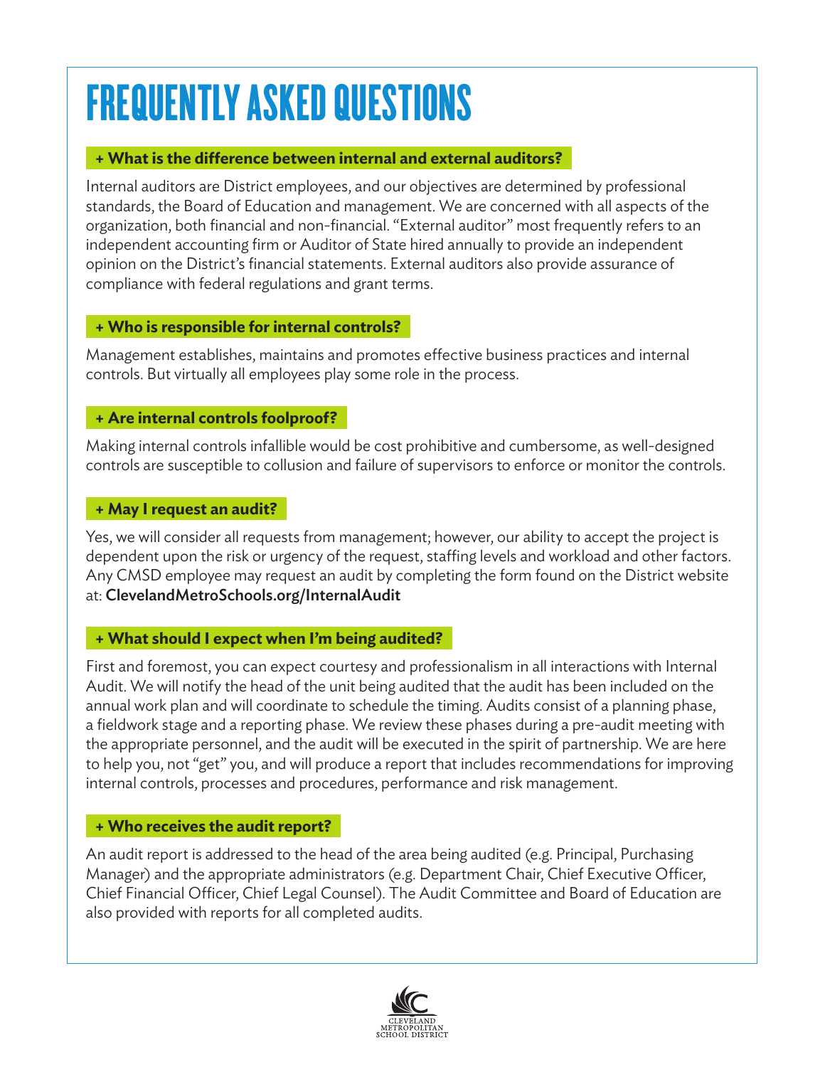# FREQUENTLY ASKED QUESTIONS

**+ What is the difference between internal and external auditors?**

Internal auditors are District employees, and our objectives are determined by professional standards, the Board of Education and management. We are concerned with all aspects of the organization, both financial and non-financial. "External auditor" most frequently refers to an independent accounting firm or Auditor of State hired annually to provide an independent opinion on the District's financial statements. External auditors also provide assurance of compliance with federal regulations and grant terms.

**+ Who is responsible for internal controls?**

Management establishes, maintains and promotes effective business practices and internal controls. But virtually all employees play some role in the process.

**+ Are internal controls foolproof?**

Making internal controls infallible would be cost prohibitive and cumbersome, as well-designed controls are susceptible to collusion and failure of supervisors to enforce or monitor the controls.

**+ May I request an audit?**

Yes, we will consider all requests from management; however, our ability to accept the project is dependent upon the risk or urgency of the request, staffing levels and workload and other factors. Any CMSD employee may request an audit by completing the form found on the District website at: **ClevelandMetroSchools.org/InternalAudit**

**+ What should I expect when I'm being audited?**

First and foremost, you can expect courtesy and professionalism in all interactions with Internal Audit. We will notify the head of the unit being audited that the audit has been included on the annual work plan and will coordinate to schedule the timing. Audits consist of a planning phase, a fieldwork stage and a reporting phase. We review these phases during a pre-audit meeting with the appropriate personnel, and the audit will be executed in the spirit of partnership. We are here to help you, not "get" you, and will produce a report that includes recommendations for improving internal controls, processes and procedures, performance and risk management.

**+ Who receives the audit report?**

An audit report is addressed to the head of the area being audited (e.g. Principal, Purchasing Manager) and the appropriate administrators (e.g. Department Chair, Chief Executive Officer, Chief Financial Officer, Chief Legal Counsel). The Audit Committee and Board of Education are also provided with reports for all completed audits.

CLEVELAND METROPOLITAN SCHOOL DISTRICT